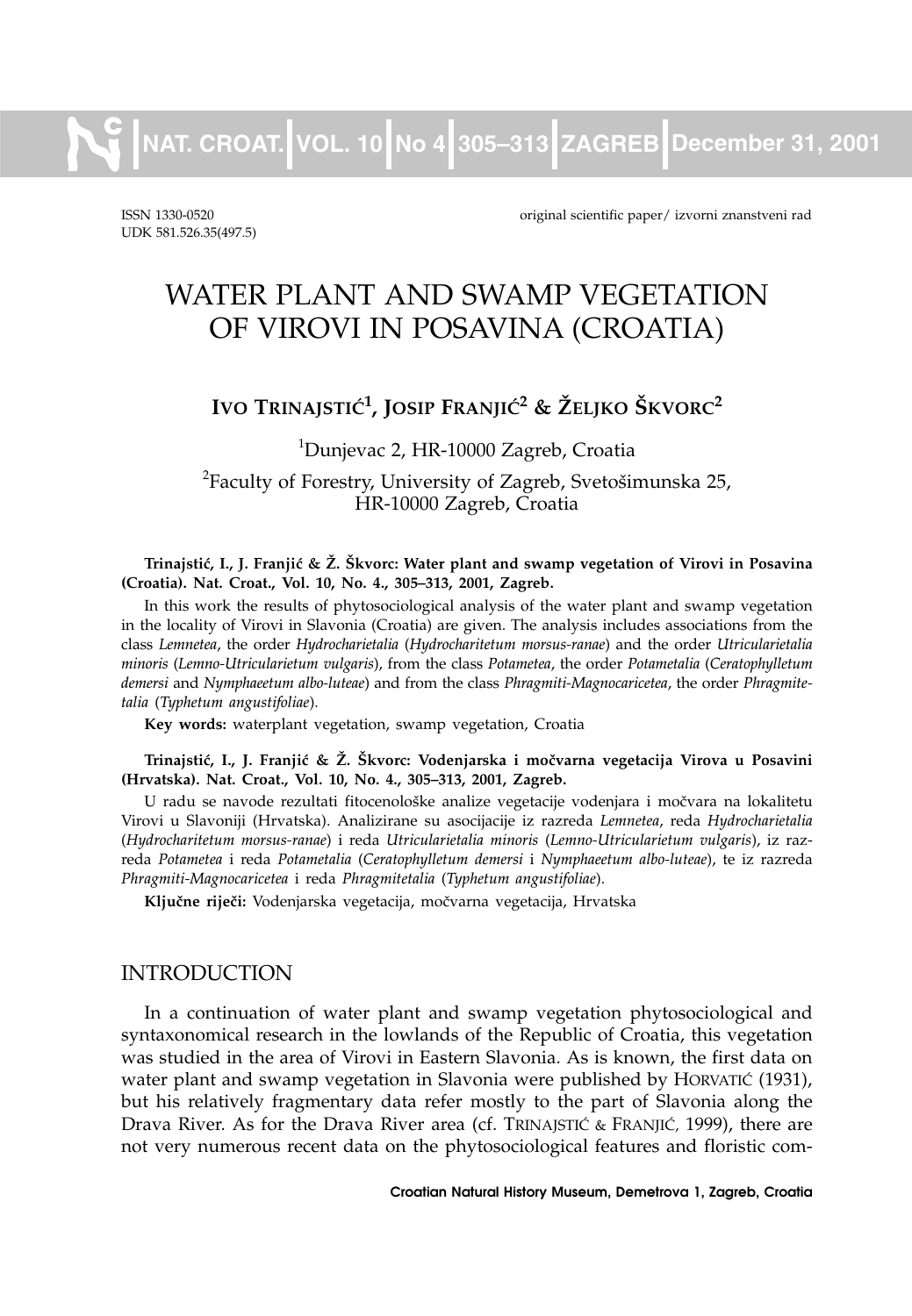ISSN 1330-0520
UDK 581.526.35(497.5)

original scientific paper/ izvorni znanstveni rad

# WATER PLANT AND SWAMP VEGETATION OF VIROVI IN POSAVINA (CROATIA)

**IVO TRINAJSTIĆ[1], JOSIP FRANJIĆ[2] & ŽELJKO ŠKVORC[2]**

[1]Dunjevac 2, HR-10000 Zagreb, Croatia

[2]Faculty of Forestry, University of Zagreb, Svetošimunska 25, HR-10000 Zagreb, Croatia

**Trinajstić, I., J. Franjić & Ž. Škvorc: Water plant and swamp vegetation of Virovi in Posavina (Croatia). Nat. Croat., Vol. 10, No. 4., 305–313, 2001, Zagreb.**

In this work the results of phytosociological analysis of the water plant and swamp vegetation in the locality of Virovi in Slavonia (Croatia) are given. The analysis includes associations from the class *Lemnetea*, the order *Hydrocharietalia* (*Hydrocharitetum morsus-ranae*) and the order *Utricularietalia minoris* (*Lemno-Utricularietum vulgaris*), from the class *Potametea*, the order *Potametalia* (*Ceratophylletum demersi* and *Nymphaeetum albo-luteae*) and from the class *Phragmiti-Magnocaricetea*, the order *Phragmitetalia* (*Typhetum angustifoliae*).

**Key words:** waterplant vegetation, swamp vegetation, Croatia

**Trinajstić, I., J. Franjić & Ž. Škvorc: Vodenjarska i močvarna vegetacija Virova u Posavini (Hrvatska). Nat. Croat., Vol. 10, No. 4., 305–313, 2001, Zagreb.**

U radu se navode rezultati fitocenološke analize vegetacije vodenjara i močvara na lokalitetu Virovi u Slavoniji (Hrvatska). Analizirane su asocijacije iz razreda *Lemnetea*, reda *Hydrocharietalia* (*Hydrocharitetum morsus-ranae*) i reda *Utricularietalia minoris* (*Lemno-Utricularietum vulgaris*), iz razreda *Potametea* i reda *Potametalia* (*Ceratophylletum demersi* i *Nymphaeetum albo-luteae*), te iz razreda *Phragmiti-Magnocaricetea* i reda *Phragmitetalia* (*Typhetum angustifoliae*).

**Ključne riječi:** Vodenjarska vegetacija, močvarna vegetacija, Hrvatska

## INTRODUCTION

In a continuation of water plant and swamp vegetation phytosociological and syntaxonomical research in the lowlands of the Republic of Croatia, this vegetation was studied in the area of Virovi in Eastern Slavonia. As is known, the first data on water plant and swamp vegetation in Slavonia were published by HORVATIĆ (1931), but his relatively fragmentary data refer mostly to the part of Slavonia along the Drava River. As for the Drava River area (cf. TRINAJSTIĆ & FRANJIĆ, 1999), there are not very numerous recent data on the phytosociological features and floristic com-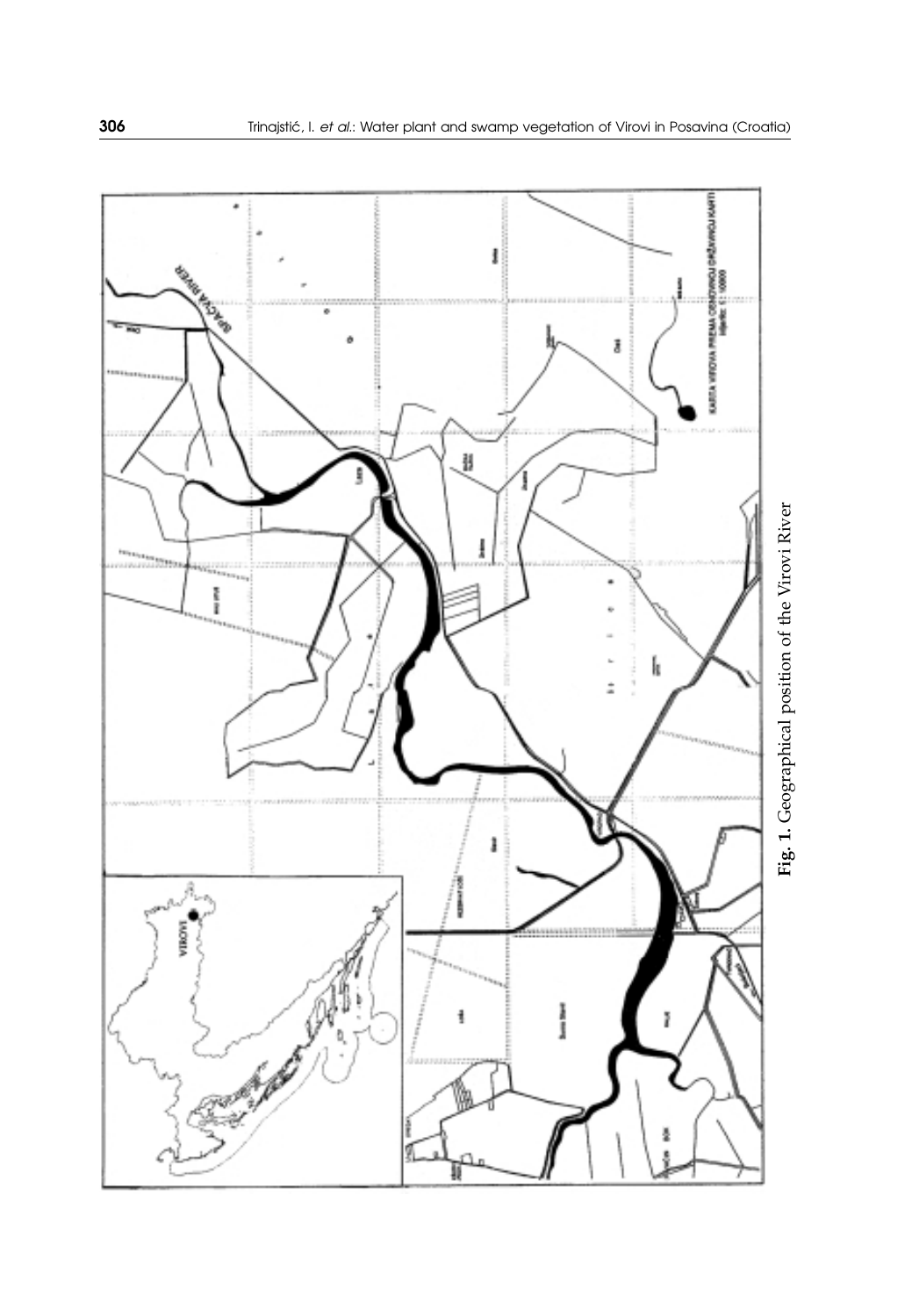**Fig. 1.** Geographical position of the Virovi River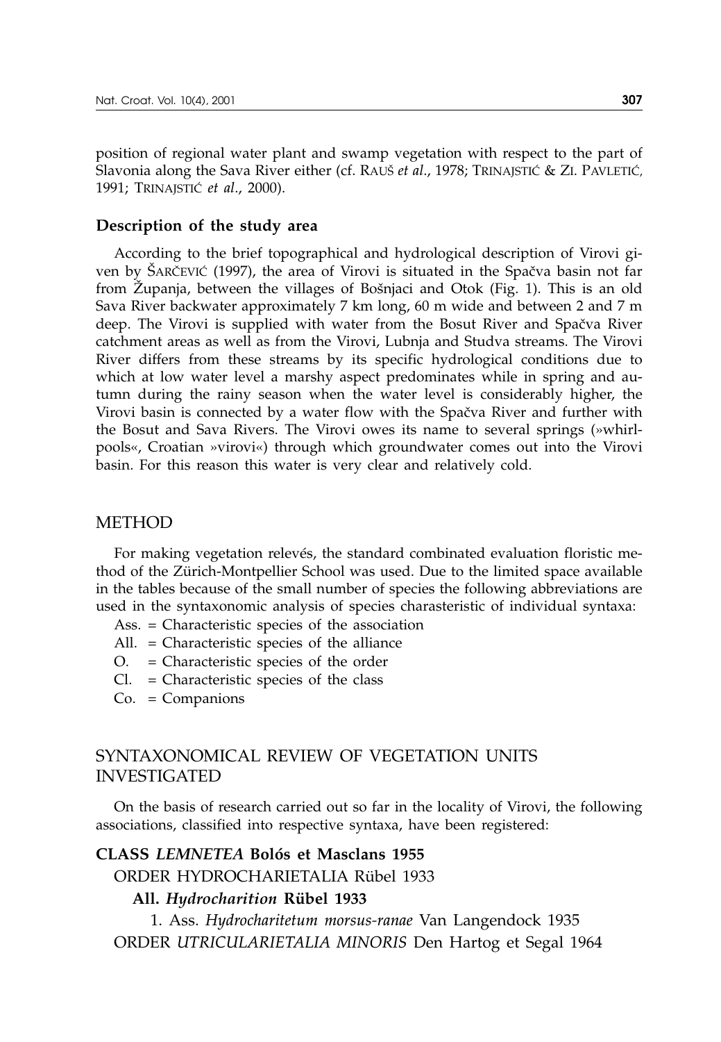position of regional water plant and swamp vegetation with respect to the part of Slavonia along the Sava River either (cf. RAUŠ *et al*., 1978; TRINAJSTIĆ & ZI. PAVLETIĆ, 1991; TRINAJSTIĆ *et al*., 2000).

### Description of the study area

According to the brief topographical and hydrological description of Virovi given by ŠARČEVIĆ (1997), the area of Virovi is situated in the Spačva basin not far from Županja, between the villages of Bošnjaci and Otok (Fig. 1). This is an old Sava River backwater approximately 7 km long, 60 m wide and between 2 and 7 m deep. The Virovi is supplied with water from the Bosut River and Spačva River catchment areas as well as from the Virovi, Lubnja and Studva streams. The Virovi River differs from these streams by its specific hydrological conditions due to which at low water level a marshy aspect predominates while in spring and autumn during the rainy season when the water level is considerably higher, the Virovi basin is connected by a water flow with the Spačva River and further with the Bosut and Sava Rivers. The Virovi owes its name to several springs (»whirlpools«, Croatian »virovi«) through which groundwater comes out into the Virovi basin. For this reason this water is very clear and relatively cold.

## METHOD

For making vegetation relevés, the standard combinated evaluation floristic method of the Zürich-Montpellier School was used. Due to the limited space available in the tables because of the small number of species the following abbreviations are used in the syntaxonomic analysis of species charasteristic of individual syntaxa:

Ass. = Characteristic species of the association
All. = Characteristic species of the alliance
O. = Characteristic species of the order
Cl. = Characteristic species of the class
Co. = Companions

## SYNTAXONOMICAL REVIEW OF VEGETATION UNITS INVESTIGATED

On the basis of research carried out so far in the locality of Virovi, the following associations, classified into respective syntaxa, have been registered:

**CLASS *LEMNETEA* Bolós et Masclans 1955**

ORDER HYDROCHARIETALIA Rübel 1933

**All. *Hydrocharition* Rübel 1933**

1. Ass. *Hydrocharitetum morsus-ranae* Van Langendock 1935

ORDER *UTRICULARIETALIA MINORIS* Den Hartog et Segal 1964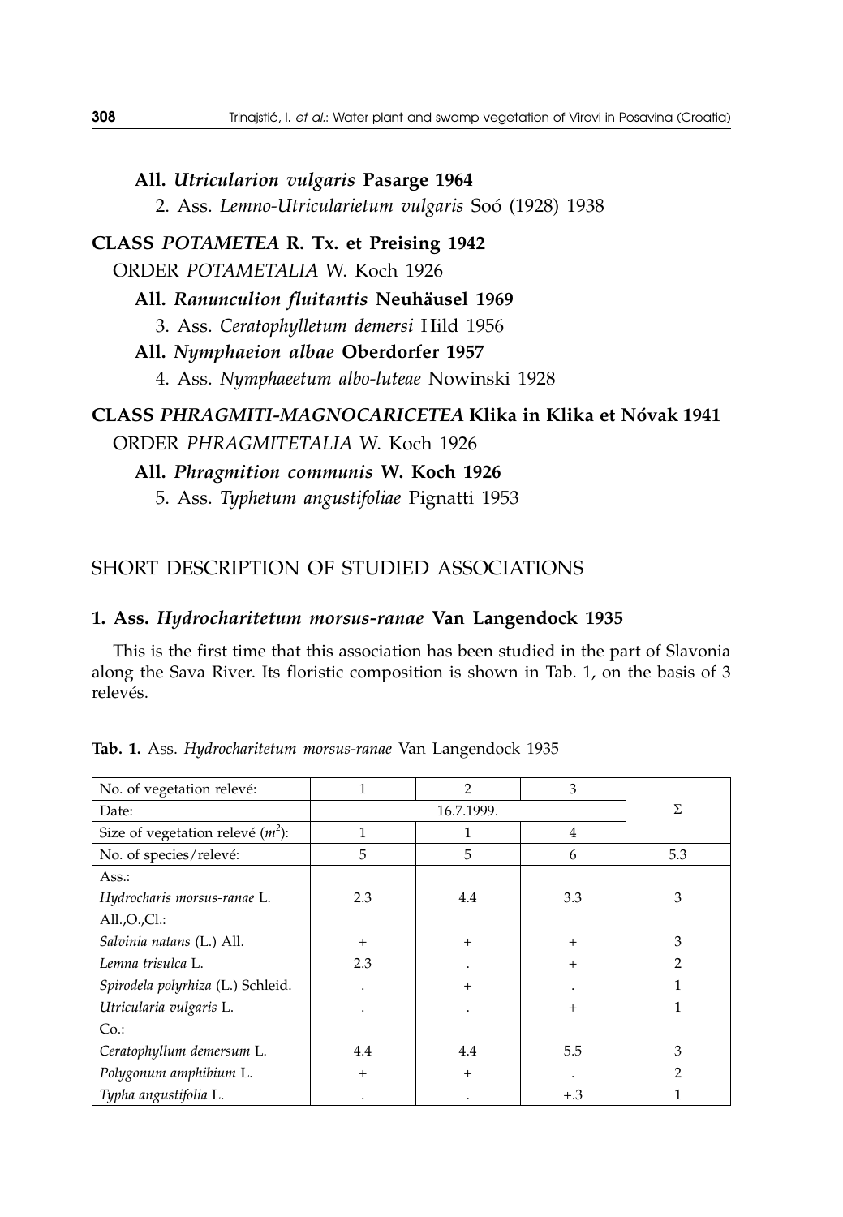**All. *Utricularion vulgaris* Pasarge 1964**

2. Ass. *Lemno-Utricularietum vulgaris* Soó (1928) 1938

**CLASS *POTAMETEA* R. Tx. et Preising 1942**

ORDER *POTAMETALIA* W. Koch 1926

**All. *Ranunculion fluitantis* Neuhäusel 1969**

3. Ass. *Ceratophylletum demersi* Hild 1956

**All. *Nymphaeion albae* Oberdorfer 1957**

4. Ass. *Nymphaeetum albo-luteae* Nowinski 1928

**CLASS *PHRAGMITI-MAGNOCARICETEA* Klika in Klika et Nóvak 1941**

ORDER *PHRAGMITETALIA* W. Koch 1926

**All. *Phragmition communis* W. Koch 1926**

5. Ass. *Typhetum angustifoliae* Pignatti 1953

## SHORT DESCRIPTION OF STUDIED ASSOCIATIONS

### 1. Ass. *Hydrocharitetum morsus-ranae* Van Langendock 1935

This is the first time that this association has been studied in the part of Slavonia along the Sava River. Its floristic composition is shown in Tab. 1, on the basis of 3 relevés.

**Tab. 1.** Ass. *Hydrocharitetum morsus-ranae* Van Langendock 1935

| No. of vegetation relevé: | 1 | 2 | 3 | Σ |
|---|---|---|---|---|
| Date: | 16.7.1999. | | | |
| Size of vegetation relevé ($m^2$): | 1 | 1 | 4 | |
| No. of species/relevé: | 5 | 5 | 6 | 5.3 |
| Ass.: | | | | |
| *Hydrocharis morsus-ranae* L. | 2.3 | 4.4 | 3.3 | 3 |
| All.,O.,Cl.: | | | | |
| *Salvinia natans* (L.) All. | + | + | + | 3 |
| *Lemna trisulca* L. | 2.3 | . | + | 2 |
| *Spirodela polyrhiza* (L.) Schleid. | . | + | . | 1 |
| *Utricularia vulgaris* L. | . | . | + | 1 |
| Co.: | | | | |
| *Ceratophyllum demersum* L. | 4.4 | 4.4 | 5.5 | 3 |
| *Polygonum amphibium* L. | + | + | . | 2 |
| *Typha angustifolia* L. | . | . | +.3 | 1 |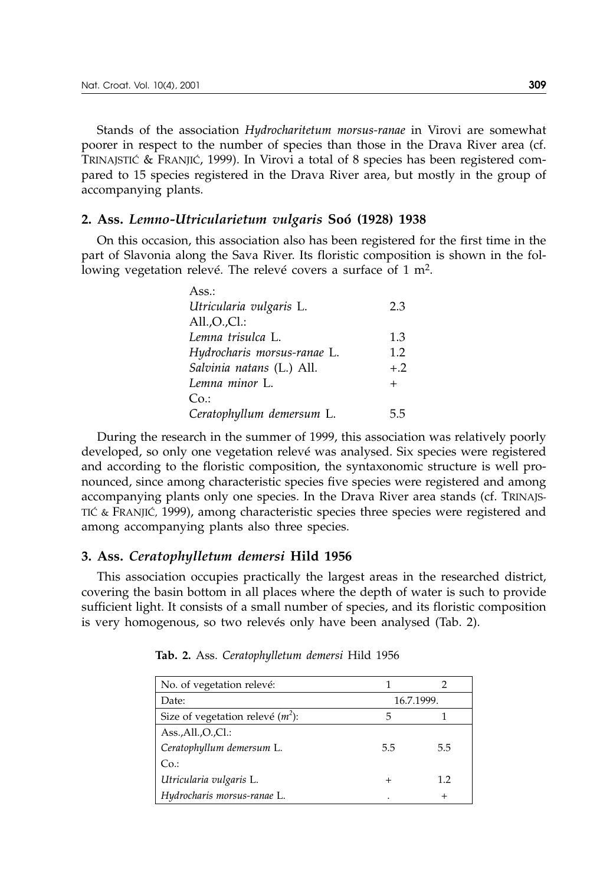Stands of the association *Hydrocharitetum morsus-ranae* in Virovi are somewhat poorer in respect to the number of species than those in the Drava River area (cf. TRINAJSTIĆ & FRANJIĆ, 1999). In Virovi a total of 8 species has been registered compared to 15 species registered in the Drava River area, but mostly in the group of accompanying plants.

### 2. Ass. *Lemno-Utricularietum vulgaris* Soó (1928) 1938

On this occasion, this association also has been registered for the first time in the part of Slavonia along the Sava River. Its floristic composition is shown in the following vegetation relevé. The relevé covers a surface of 1 m$^2$.

| | |
|---|---|
| Ass.: | |
| *Utricularia vulgaris* L. | 2.3 |
| All.,O.,Cl.: | |
| *Lemna trisulca* L. | 1.3 |
| *Hydrocharis morsus-ranae* L. | 1.2 |
| *Salvinia natans* (L.) All. | +.2 |
| *Lemna minor* L. | + |
| Co.: | |
| *Ceratophyllum demersum* L. | 5.5 |

During the research in the summer of 1999, this association was relatively poorly developed, so only one vegetation relevé was analysed. Six species were registered and according to the floristic composition, the syntaxonomic structure is well pronounced, since among characteristic species five species were registered and among accompanying plants only one species. In the Drava River area stands (cf. TRINAJSTIĆ & FRANJIĆ, 1999), among characteristic species three species were registered and among accompanying plants also three species.

### 3. Ass. *Ceratophylletum demersi* Hild 1956

This association occupies practically the largest areas in the researched district, covering the basin bottom in all places where the depth of water is such to provide sufficient light. It consists of a small number of species, and its floristic composition is very homogenous, so two relevés only have been analysed (Tab. 2).

**Tab. 2.** Ass. *Ceratophylletum demersi* Hild 1956

| No. of vegetation relevé: | 1 | 2 |
|---|---|---|
| Date: | 16.7.1999. | |
| Size of vegetation relevé ($m^2$): | 5 | 1 |
| Ass.,All.,O.,Cl.: | | |
| *Ceratophyllum demersum* L. | 5.5 | 5.5 |
| Co.: | | |
| *Utricularia vulgaris* L. | + | 1.2 |
| *Hydrocharis morsus-ranae* L. | . | + |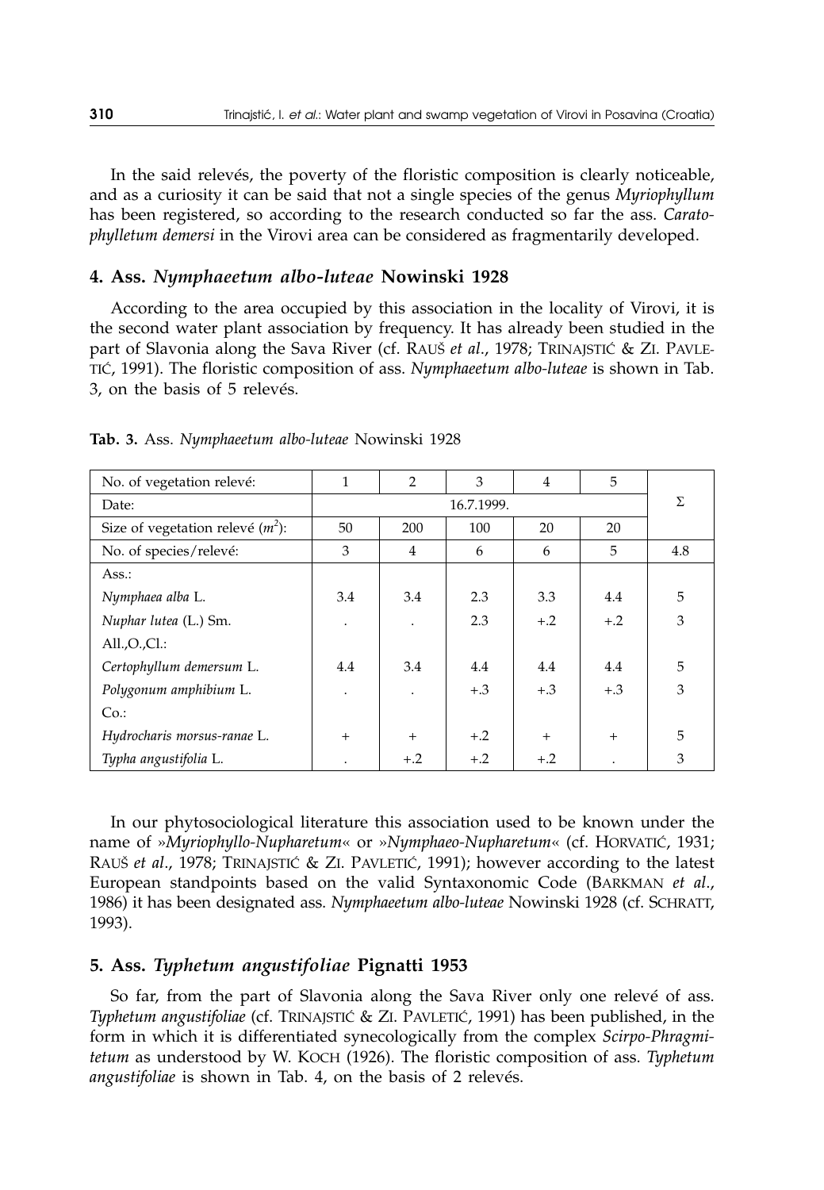In the said relevés, the poverty of the floristic composition is clearly noticeable, and as a curiosity it can be said that not a single species of the genus *Myriophyllum* has been registered, so according to the research conducted so far the ass. *Caratophylletum demersi* in the Virovi area can be considered as fragmentarily developed.

### 4. Ass. *Nymphaeetum albo-luteae* Nowinski 1928

According to the area occupied by this association in the locality of Virovi, it is the second water plant association by frequency. It has already been studied in the part of Slavonia along the Sava River (cf. RAUŠ *et al*., 1978; TRINAJSTIĆ & ZI. PAVLETIĆ, 1991). The floristic composition of ass. *Nymphaeetum albo-luteae* is shown in Tab. 3, on the basis of 5 relevés.

**Tab. 3.** Ass. *Nymphaeetum albo-luteae* Nowinski 1928

| No. of vegetation relevé: | 1 | 2 | 3 | 4 | 5 | Σ |
|---|---|---|---|---|---|---|
| Date: | | | 16.7.1999. | | | |
| Size of vegetation relevé ($m^2$): | 50 | 200 | 100 | 20 | 20 | |
| No. of species/relevé: | 3 | 4 | 6 | 6 | 5 | 4.8 |
| Ass.: | | | | | | |
| *Nymphaea alba* L. | 3.4 | 3.4 | 2.3 | 3.3 | 4.4 | 5 |
| *Nuphar lutea* (L.) Sm. | . | . | 2.3 | +.2 | +.2 | 3 |
| All.,O.,Cl.: | | | | | | |
| *Certophyllum demersum* L. | 4.4 | 3.4 | 4.4 | 4.4 | 4.4 | 5 |
| *Polygonum amphibium* L. | . | . | +.3 | +.3 | +.3 | 3 |
| Co.: | | | | | | |
| *Hydrocharis morsus-ranae* L. | + | + | +.2 | + | + | 5 |
| *Typha angustifolia* L. | . | +.2 | +.2 | +.2 | . | 3 |

In our phytosociological literature this association used to be known under the name of »*Myriophyllo-Nupharetum*« or »*Nymphaeo-Nupharetum*« (cf. HORVATIĆ, 1931; RAUŠ *et al*., 1978; TRINAJSTIĆ & ZI. PAVLETIĆ, 1991); however according to the latest European standpoints based on the valid Syntaxonomic Code (BARKMAN *et al*., 1986) it has been designated ass. *Nymphaeetum albo-luteae* Nowinski 1928 (cf. SCHRATT, 1993).

### 5. Ass. *Typhetum angustifoliae* Pignatti 1953

So far, from the part of Slavonia along the Sava River only one relevé of ass. *Typhetum angustifoliae* (cf. TRINAJSTIĆ & ZI. PAVLETIĆ, 1991) has been published, in the form in which it is differentiated synecologically from the complex *Scirpo-Phragmitetum* as understood by W. KOCH (1926). The floristic composition of ass. *Typhetum angustifoliae* is shown in Tab. 4, on the basis of 2 relevés.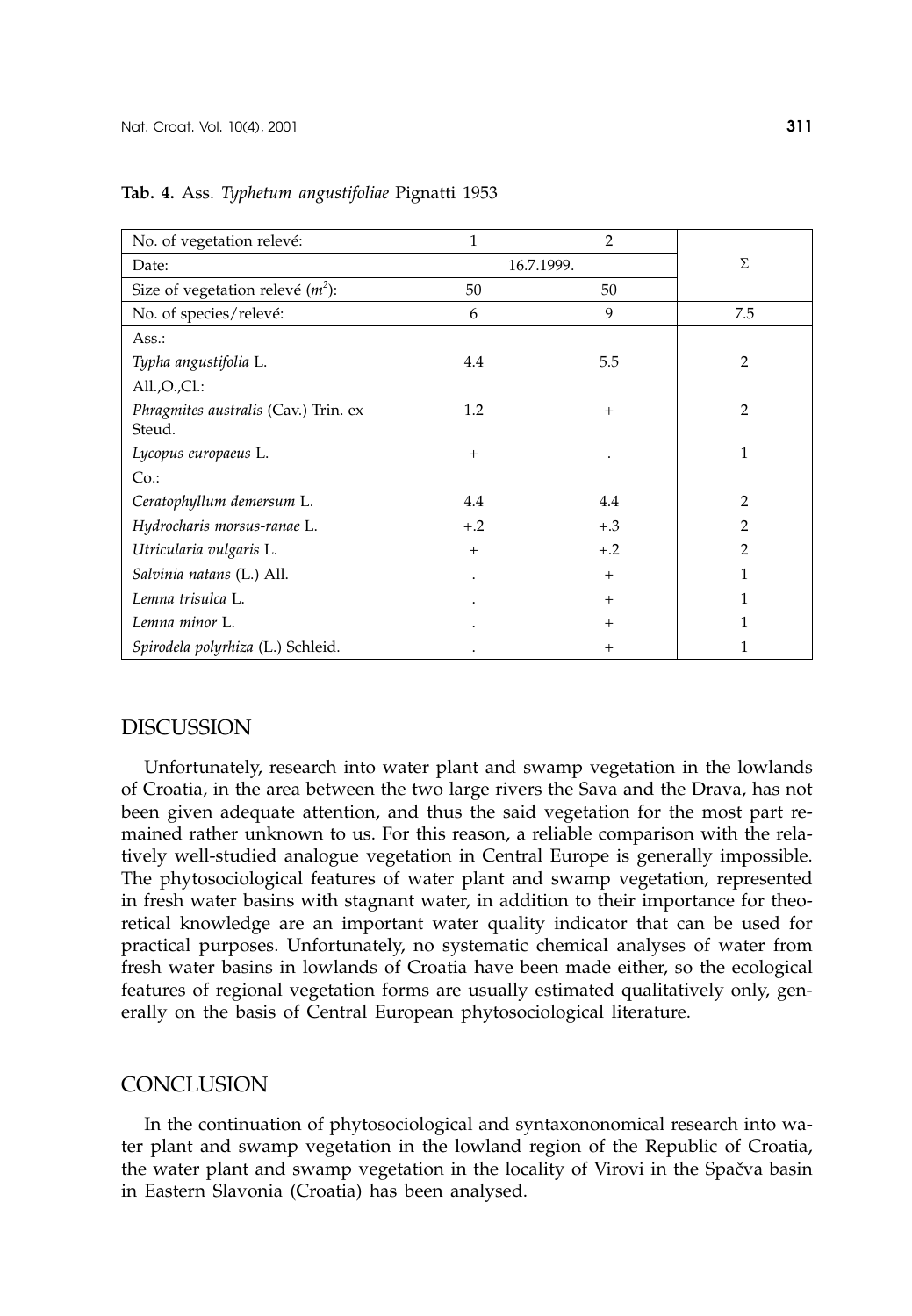**Tab. 4.** Ass. *Typhetum angustifoliae* Pignatti 1953

| No. of vegetation relevé: | 1 | 2 | |
|---|---|---|---|
| Date: | 16.7.1999. | | Σ |
| Size of vegetation relevé ($m^2$): | 50 | 50 | |
| No. of species/relevé: | 6 | 9 | 7.5 |
| Ass.: | | | |
| *Typha angustifolia* L. | 4.4 | 5.5 | 2 |
| All.,O.,Cl.: | | | |
| *Phragmites australis* (Cav.) Trin. ex Steud. | 1.2 | + | 2 |
| *Lycopus europaeus* L. | + | . | 1 |
| Co.: | | | |
| *Ceratophyllum demersum* L. | 4.4 | 4.4 | 2 |
| *Hydrocharis morsus-ranae* L. | +.2 | +.3 | 2 |
| *Utricularia vulgaris* L. | + | +.2 | 2 |
| *Salvinia natans* (L.) All. | . | + | 1 |
| *Lemna trisulca* L. | . | + | 1 |
| *Lemna minor* L. | . | + | 1 |
| *Spirodela polyrhiza* (L.) Schleid. | . | + | 1 |

## DISCUSSION

Unfortunately, research into water plant and swamp vegetation in the lowlands of Croatia, in the area between the two large rivers the Sava and the Drava, has not been given adequate attention, and thus the said vegetation for the most part remained rather unknown to us. For this reason, a reliable comparison with the relatively well-studied analogue vegetation in Central Europe is generally impossible. The phytosociological features of water plant and swamp vegetation, represented in fresh water basins with stagnant water, in addition to their importance for theoretical knowledge are an important water quality indicator that can be used for practical purposes. Unfortunately, no systematic chemical analyses of water from fresh water basins in lowlands of Croatia have been made either, so the ecological features of regional vegetation forms are usually estimated qualitatively only, generally on the basis of Central European phytosociological literature.

## CONCLUSION

In the continuation of phytosociological and syntaxononomical research into water plant and swamp vegetation in the lowland region of the Republic of Croatia, the water plant and swamp vegetation in the locality of Virovi in the Spačva basin in Eastern Slavonia (Croatia) has been analysed.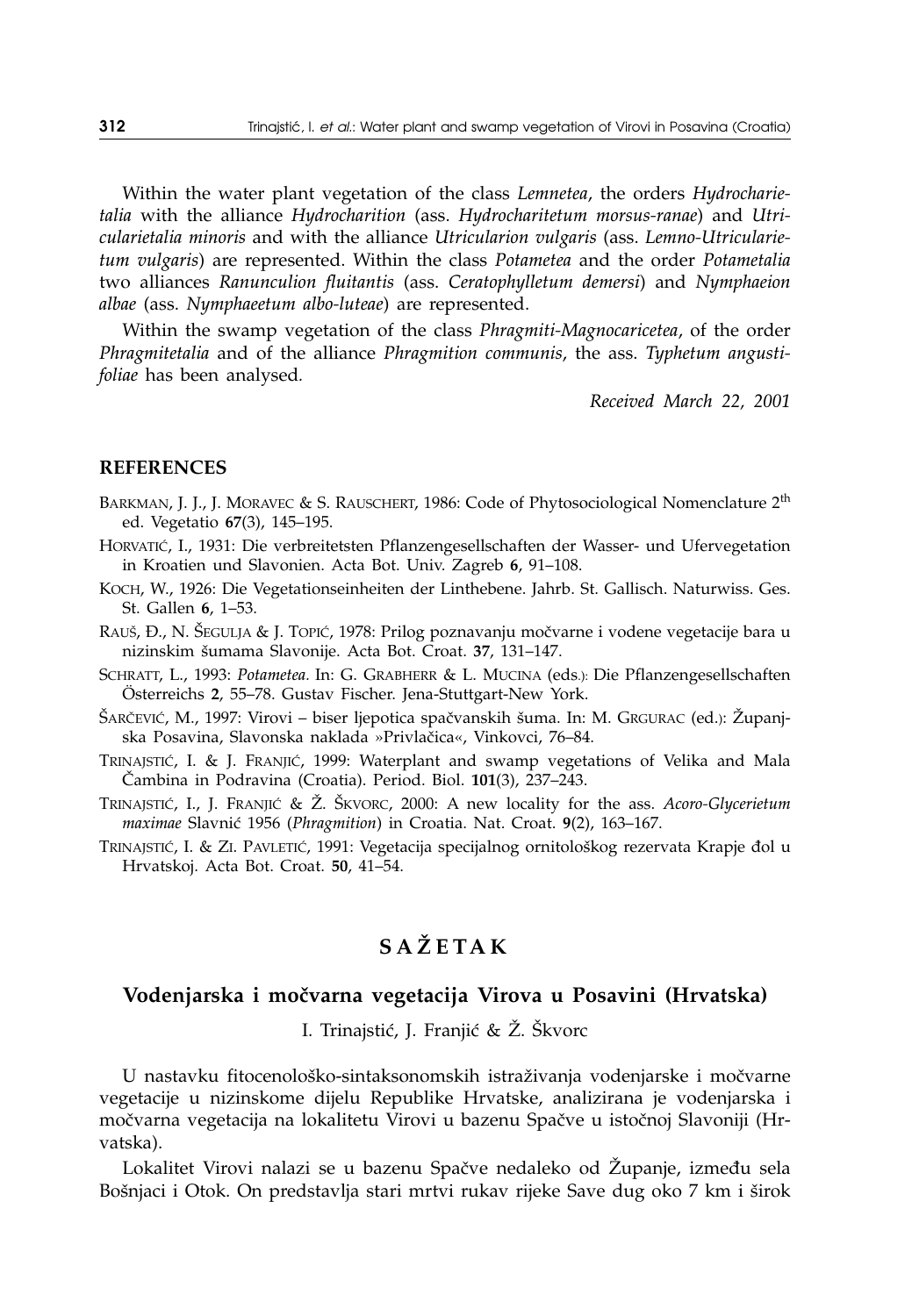Within the water plant vegetation of the class *Lemnetea*, the orders *Hydrocharietalia* with the alliance *Hydrocharition* (ass. *Hydrocharitetum morsus-ranae*) and *Utricularietalia minoris* and with the alliance *Utricularion vulgaris* (ass. *Lemno-Utricularietum vulgaris*) are represented. Within the class *Potametea* and the order *Potametalia* two alliances *Ranunculion fluitantis* (ass. *Ceratophylletum demersi*) and *Nymphaeion albae* (ass. *Nymphaeetum albo-luteae*) are represented.

Within the swamp vegetation of the class *Phragmiti-Magnocaricetea*, of the order *Phragmitetalia* and of the alliance *Phragmition communis*, the ass. *Typhetum angustifoliae* has been analysed.

*Received March 22, 2001*

## REFERENCES

BARKMAN, J. J., J. MORAVEC & S. RAUSCHERT, 1986: Code of Phytosociological Nomenclature 2th ed. Vegetatio **67**(3), 145–195.

HORVATIĆ, I., 1931: Die verbreitetsten Pflanzengesellschaften der Wasser- und Ufervegetation in Kroatien und Slavonien. Acta Bot. Univ. Zagreb **6**, 91–108.

KOCH, W., 1926: Die Vegetationseinheiten der Linthebene. Jahrb. St. Gallisch. Naturwiss. Ges. St. Gallen **6**, 1–53.

RAUŠ, Đ., N. ŠEGULJA & J. TOPIĆ, 1978: Prilog poznavanju močvarne i vodene vegetacije bara u nizinskim šumama Slavonije. Acta Bot. Croat. **37**, 131–147.

SCHRATT, L., 1993: *Potametea.* In: G. GRABHERR & L. MUCINA (eds.): Die Pflanzengesellschaften Österreichs **2**, 55–78. Gustav Fischer. Jena-Stuttgart-New York.

ŠARČEVIĆ, M., 1997: Virovi – biser ljepotica spačvanskih šuma. In: M. GRGURAC (ed.): Županjska Posavina, Slavonska naklada »Privlačica«, Vinkovci, 76–84.

TRINAJSTIĆ, I. & J. FRANJIĆ, 1999: Waterplant and swamp vegetations of Velika and Mala Čambina in Podravina (Croatia). Period. Biol. **101**(3), 237–243.

TRINAJSTIĆ, I., J. FRANJIĆ & Ž. ŠKVORC, 2000: A new locality for the ass. *Acoro-Glycerietum maximae* Slavnić 1956 (*Phragmition*) in Croatia. Nat. Croat. **9**(2), 163–167.

TRINAJSTIĆ, I. & ZI. PAVLETIĆ, 1991: Vegetacija specijalnog ornitološkog rezervata Krapje đol u Hrvatskoj. Acta Bot. Croat. **50**, 41–54.

## SAŽETAK

### Vodenjarska i močvarna vegetacija Virova u Posavini (Hrvatska)

I. Trinajstić, J. Franjić & Ž. Škvorc

U nastavku fitocenološko-sintaksonomskih istraživanja vodenjarske i močvarne vegetacije u nizinskome dijelu Republike Hrvatske, analizirana je vodenjarska i močvarna vegetacija na lokalitetu Virovi u bazenu Spačve u istočnoj Slavoniji (Hrvatska).

Lokalitet Virovi nalazi se u bazenu Spačve nedaleko od Županje, između sela Bošnjaci i Otok. On predstavlja stari mrtvi rukav rijeke Save dug oko 7 km i širok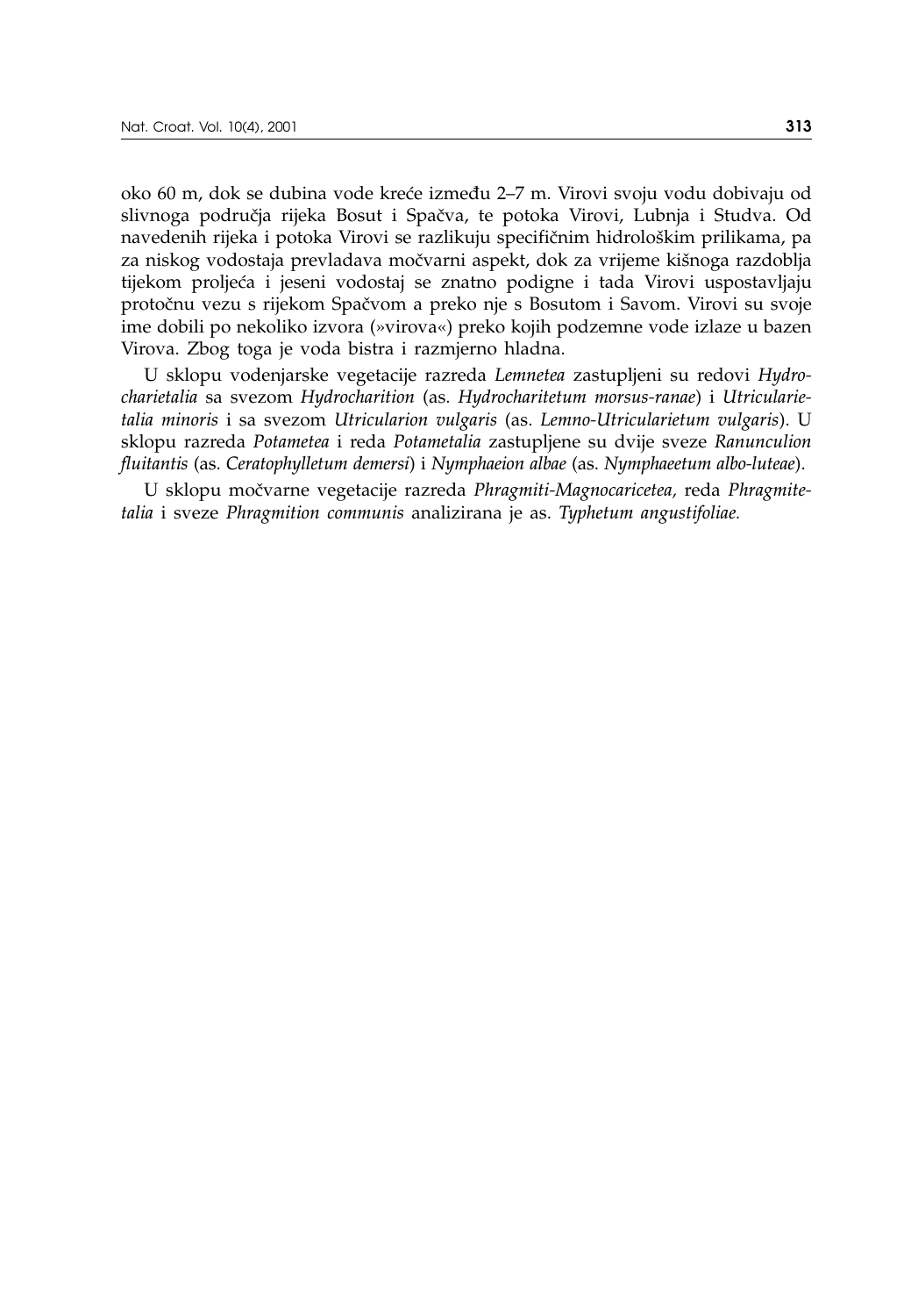oko 60 m, dok se dubina vode kreće između 2–7 m. Virovi svoju vodu dobivaju od slivnoga područja rijeka Bosut i Spačva, te potoka Virovi, Lubnja i Studva. Od navedenih rijeka i potoka Virovi se razlikuju specifičnim hidrološkim prilikama, pa za niskog vodostaja prevladava močvarni aspekt, dok za vrijeme kišnoga razdoblja tijekom proljeća i jeseni vodostaj se znatno podigne i tada Virovi uspostavljaju protočnu vezu s rijekom Spačvom a preko nje s Bosutom i Savom. Virovi su svoje ime dobili po nekoliko izvora (»virova«) preko kojih podzemne vode izlaze u bazen Virova. Zbog toga je voda bistra i razmjerno hladna.

U sklopu vodenjarske vegetacije razreda *Lemnetea* zastupljeni su redovi *Hydrocharietalia* sa svezom *Hydrocharition* (as. *Hydrocharitetum morsus-ranae*) i *Utricularietalia minoris* i sa svezom *Utricularion vulgaris* (as. *Lemno-Utricularietum vulgaris*). U sklopu razreda *Potametea* i reda *Potametalia* zastupljene su dvije sveze *Ranunculion fluitantis* (as. *Ceratophylletum demersi*) i *Nymphaeion albae* (as. *Nymphaeetum albo-luteae*).

U sklopu močvarne vegetacije razreda *Phragmiti-Magnocaricetea*, reda *Phragmitetalia* i sveze *Phragmition communis* analizirana je as. *Typhetum angustifoliae.*